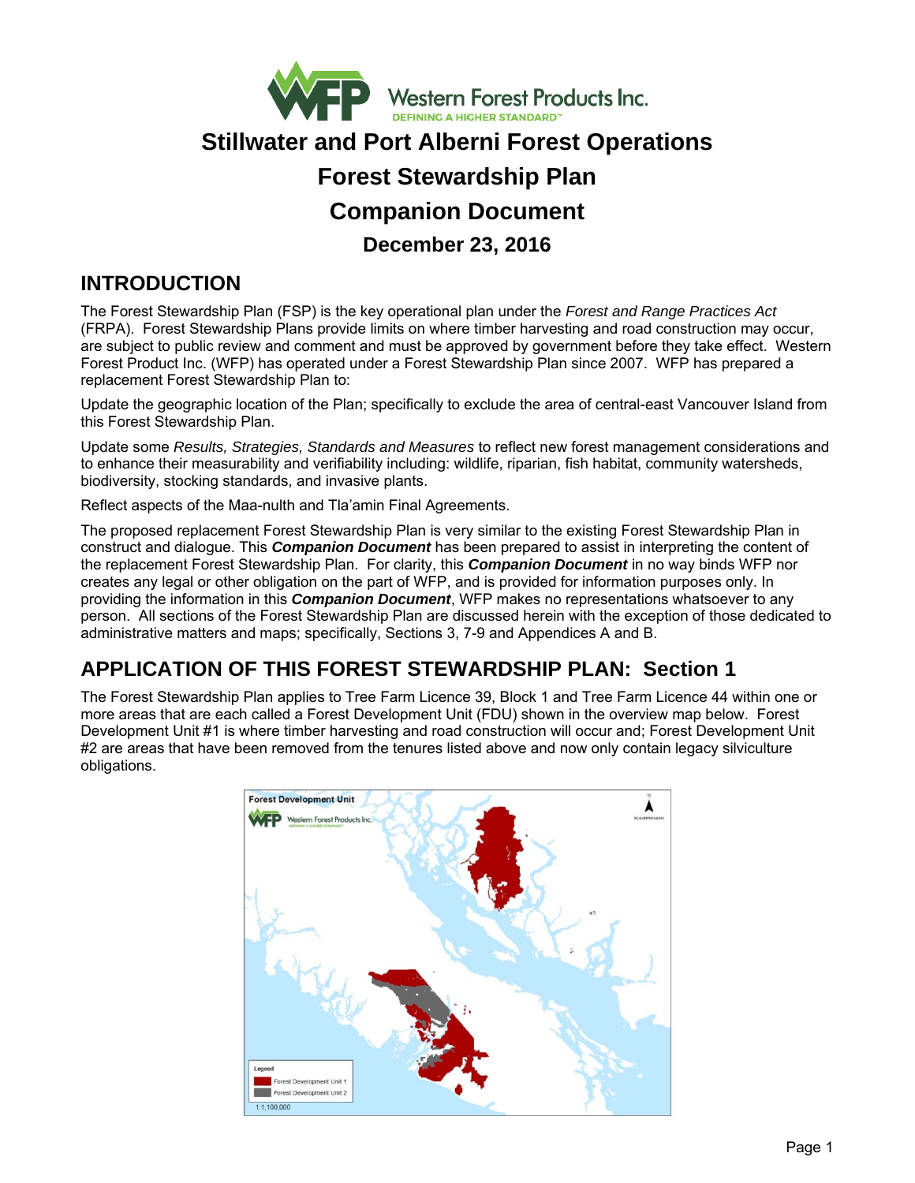Western Forest Products Inc.
DEFINING A HIGHER STANDARD™

# Stillwater and Port Alberni Forest Operations

# Forest Stewardship Plan

# Companion Document

## December 23, 2016

## INTRODUCTION

The Forest Stewardship Plan (FSP) is the key operational plan under the *Forest and Range Practices Act* (FRPA). Forest Stewardship Plans provide limits on where timber harvesting and road construction may occur, are subject to public review and comment and must be approved by government before they take effect. Western Forest Product Inc. (WFP) has operated under a Forest Stewardship Plan since 2007. WFP has prepared a replacement Forest Stewardship Plan to:

Update the geographic location of the Plan; specifically to exclude the area of central-east Vancouver Island from this Forest Stewardship Plan.

Update some *Results, Strategies, Standards and Measures* to reflect new forest management considerations and to enhance their measurability and verifiability including: wildlife, riparian, fish habitat, community watersheds, biodiversity, stocking standards, and invasive plants.

Reflect aspects of the Maa-nulth and Tla'amin Final Agreements.

The proposed replacement Forest Stewardship Plan is very similar to the existing Forest Stewardship Plan in construct and dialogue. This ***Companion Document*** has been prepared to assist in interpreting the content of the replacement Forest Stewardship Plan. For clarity, this ***Companion Document*** in no way binds WFP nor creates any legal or other obligation on the part of WFP, and is provided for information purposes only. In providing the information in this ***Companion Document***, WFP makes no representations whatsoever to any person. All sections of the Forest Stewardship Plan are discussed herein with the exception of those dedicated to administrative matters and maps; specifically, Sections 3, 7-9 and Appendices A and B.

## APPLICATION OF THIS FOREST STEWARDSHIP PLAN: Section 1

The Forest Stewardship Plan applies to Tree Farm Licence 39, Block 1 and Tree Farm Licence 44 within one or more areas that are each called a Forest Development Unit (FDU) shown in the overview map below. Forest Development Unit #1 is where timber harvesting and road construction will occur and; Forest Development Unit #2 are areas that have been removed from the tenures listed above and now only contain legacy silviculture obligations.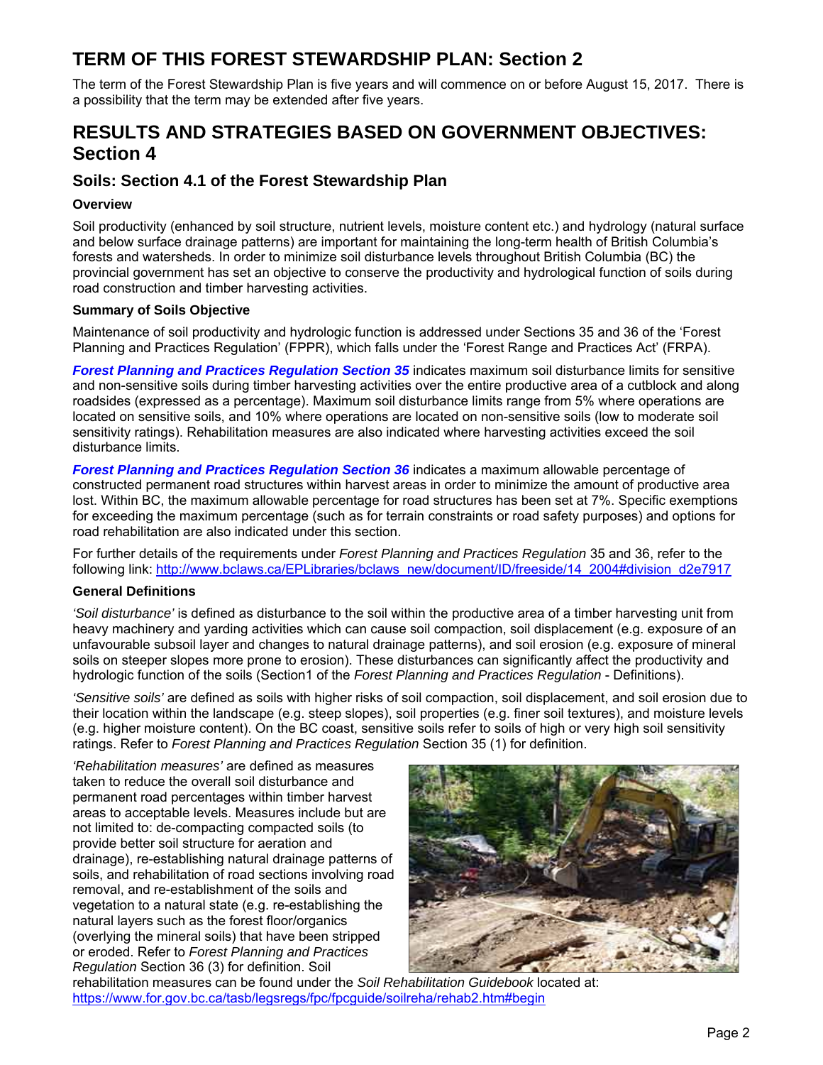# TERM OF THIS FOREST STEWARDSHIP PLAN: Section 2

The term of the Forest Stewardship Plan is five years and will commence on or before August 15, 2017. There is a possibility that the term may be extended after five years.

# RESULTS AND STRATEGIES BASED ON GOVERNMENT OBJECTIVES: Section 4

## Soils: Section 4.1 of the Forest Stewardship Plan

### Overview

Soil productivity (enhanced by soil structure, nutrient levels, moisture content etc.) and hydrology (natural surface and below surface drainage patterns) are important for maintaining the long-term health of British Columbia's forests and watersheds. In order to minimize soil disturbance levels throughout British Columbia (BC) the provincial government has set an objective to conserve the productivity and hydrological function of soils during road construction and timber harvesting activities.

### Summary of Soils Objective

Maintenance of soil productivity and hydrologic function is addressed under Sections 35 and 36 of the 'Forest Planning and Practices Regulation' (FPPR), which falls under the 'Forest Range and Practices Act' (FRPA).

***Forest Planning and Practices Regulation Section 35*** indicates maximum soil disturbance limits for sensitive and non-sensitive soils during timber harvesting activities over the entire productive area of a cutblock and along roadsides (expressed as a percentage). Maximum soil disturbance limits range from 5% where operations are located on sensitive soils, and 10% where operations are located on non-sensitive soils (low to moderate soil sensitivity ratings). Rehabilitation measures are also indicated where harvesting activities exceed the soil disturbance limits.

***Forest Planning and Practices Regulation Section 36*** indicates a maximum allowable percentage of constructed permanent road structures within harvest areas in order to minimize the amount of productive area lost. Within BC, the maximum allowable percentage for road structures has been set at 7%. Specific exemptions for exceeding the maximum percentage (such as for terrain constraints or road safety purposes) and options for road rehabilitation are also indicated under this section.

For further details of the requirements under *Forest Planning and Practices Regulation* 35 and 36, refer to the following link: http://www.bclaws.ca/EPLibraries/bclaws_new/document/ID/freeside/14_2004#division_d2e7917

### General Definitions

*'Soil disturbance'* is defined as disturbance to the soil within the productive area of a timber harvesting unit from heavy machinery and yarding activities which can cause soil compaction, soil displacement (e.g. exposure of an unfavourable subsoil layer and changes to natural drainage patterns), and soil erosion (e.g. exposure of mineral soils on steeper slopes more prone to erosion). These disturbances can significantly affect the productivity and hydrologic function of the soils (Section1 of the *Forest Planning and Practices Regulation* - Definitions).

*'Sensitive soils'* are defined as soils with higher risks of soil compaction, soil displacement, and soil erosion due to their location within the landscape (e.g. steep slopes), soil properties (e.g. finer soil textures), and moisture levels (e.g. higher moisture content). On the BC coast, sensitive soils refer to soils of high or very high soil sensitivity ratings. Refer to *Forest Planning and Practices Regulation* Section 35 (1) for definition.

*'Rehabilitation measures'* are defined as measures taken to reduce the overall soil disturbance and permanent road percentages within timber harvest areas to acceptable levels. Measures include but are not limited to: de-compacting compacted soils (to provide better soil structure for aeration and drainage), re-establishing natural drainage patterns of soils, and rehabilitation of road sections involving road removal, and re-establishment of the soils and vegetation to a natural state (e.g. re-establishing the natural layers such as the forest floor/organics (overlying the mineral soils) that have been stripped or eroded. Refer to *Forest Planning and Practices Regulation* Section 36 (3) for definition. Soil rehabilitation measures can be found under the *Soil Rehabilitation Guidebook* located at: https://www.for.gov.bc.ca/tasb/legsregs/fpc/fpcguide/soilreha/rehab2.htm#begin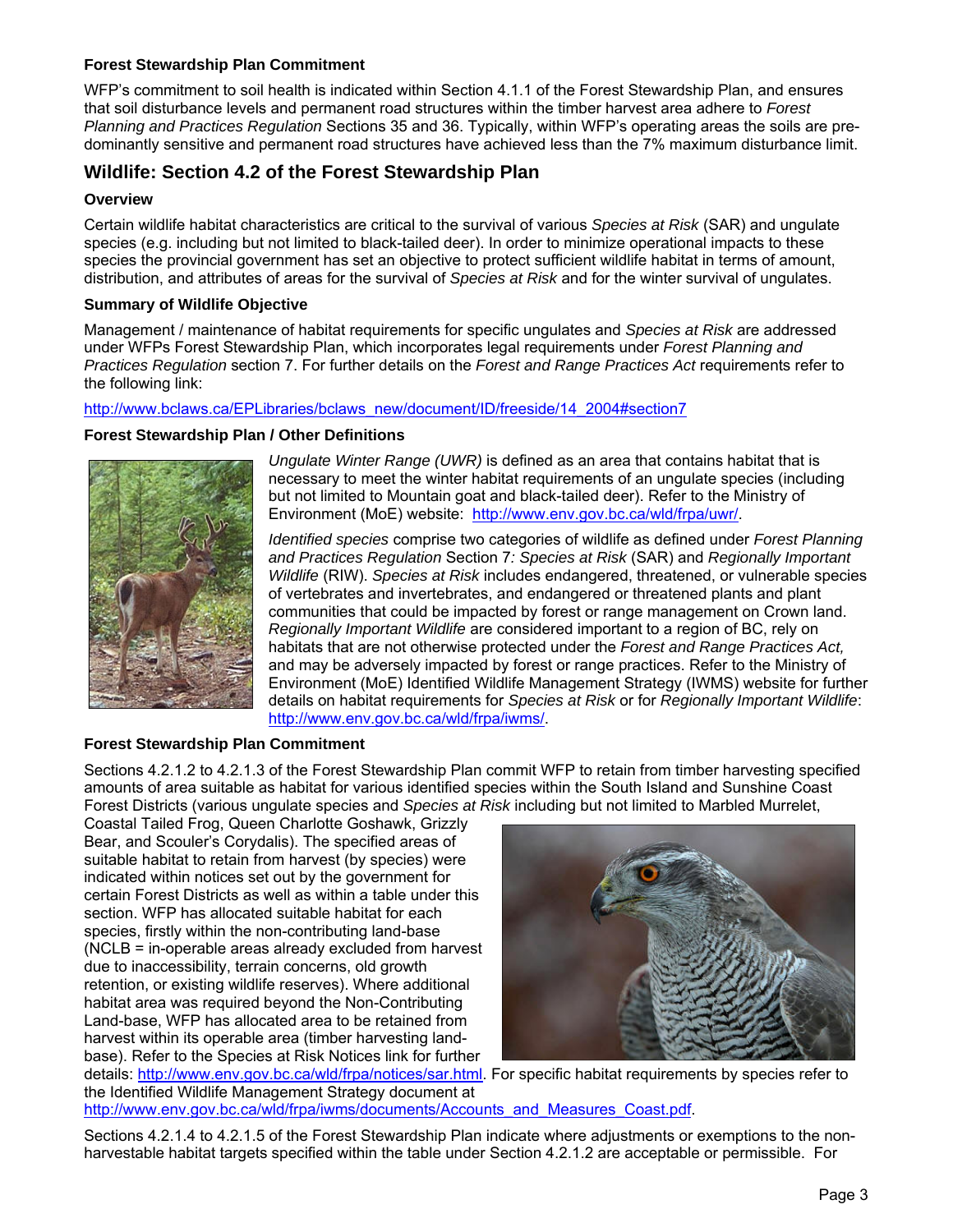**Forest Stewardship Plan Commitment**

WFP's commitment to soil health is indicated within Section 4.1.1 of the Forest Stewardship Plan, and ensures that soil disturbance levels and permanent road structures within the timber harvest area adhere to *Forest Planning and Practices Regulation* Sections 35 and 36. Typically, within WFP's operating areas the soils are predominantly sensitive and permanent road structures have achieved less than the 7% maximum disturbance limit.

## Wildlife: Section 4.2 of the Forest Stewardship Plan

**Overview**

Certain wildlife habitat characteristics are critical to the survival of various *Species at Risk* (SAR) and ungulate species (e.g. including but not limited to black-tailed deer). In order to minimize operational impacts to these species the provincial government has set an objective to protect sufficient wildlife habitat in terms of amount, distribution, and attributes of areas for the survival of *Species at Risk* and for the winter survival of ungulates.

**Summary of Wildlife Objective**

Management / maintenance of habitat requirements for specific ungulates and *Species at Risk* are addressed under WFPs Forest Stewardship Plan, which incorporates legal requirements under *Forest Planning and Practices Regulation* section 7. For further details on the *Forest and Range Practices Act* requirements refer to the following link:

http://www.bclaws.ca/EPLibraries/bclaws_new/document/ID/freeside/14_2004#section7

**Forest Stewardship Plan / Other Definitions**

*Ungulate Winter Range (UWR)* is defined as an area that contains habitat that is necessary to meet the winter habitat requirements of an ungulate species (including but not limited to Mountain goat and black-tailed deer). Refer to the Ministry of Environment (MoE) website: http://www.env.gov.bc.ca/wld/frpa/uwr/.

*Identified species* comprise two categories of wildlife as defined under *Forest Planning and Practices Regulation* Section 7*: Species at Risk* (SAR) and *Regionally Important Wildlife* (RIW). *Species at Risk* includes endangered, threatened, or vulnerable species of vertebrates and invertebrates, and endangered or threatened plants and plant communities that could be impacted by forest or range management on Crown land. *Regionally Important Wildlife* are considered important to a region of BC, rely on habitats that are not otherwise protected under the *Forest and Range Practices Act,* and may be adversely impacted by forest or range practices. Refer to the Ministry of Environment (MoE) Identified Wildlife Management Strategy (IWMS) website for further details on habitat requirements for *Species at Risk* or for *Regionally Important Wildlife*: http://www.env.gov.bc.ca/wld/frpa/iwms/.

**Forest Stewardship Plan Commitment**

Sections 4.2.1.2 to 4.2.1.3 of the Forest Stewardship Plan commit WFP to retain from timber harvesting specified amounts of area suitable as habitat for various identified species within the South Island and Sunshine Coast Forest Districts (various ungulate species and *Species at Risk* including but not limited to Marbled Murrelet, Coastal Tailed Frog, Queen Charlotte Goshawk, Grizzly Bear, and Scouler's Corydalis). The specified areas of suitable habitat to retain from harvest (by species) were indicated within notices set out by the government for certain Forest Districts as well as within a table under this section. WFP has allocated suitable habitat for each species, firstly within the non-contributing land-base (NCLB = in-operable areas already excluded from harvest due to inaccessibility, terrain concerns, old growth retention, or existing wildlife reserves). Where additional habitat area was required beyond the Non-Contributing Land-base, WFP has allocated area to be retained from harvest within its operable area (timber harvesting land-base). Refer to the Species at Risk Notices link for further details: http://www.env.gov.bc.ca/wld/frpa/notices/sar.html. For specific habitat requirements by species refer to the Identified Wildlife Management Strategy document at http://www.env.gov.bc.ca/wld/frpa/iwms/documents/Accounts_and_Measures_Coast.pdf.

Sections 4.2.1.4 to 4.2.1.5 of the Forest Stewardship Plan indicate where adjustments or exemptions to the non-harvestable habitat targets specified within the table under Section 4.2.1.2 are acceptable or permissible. For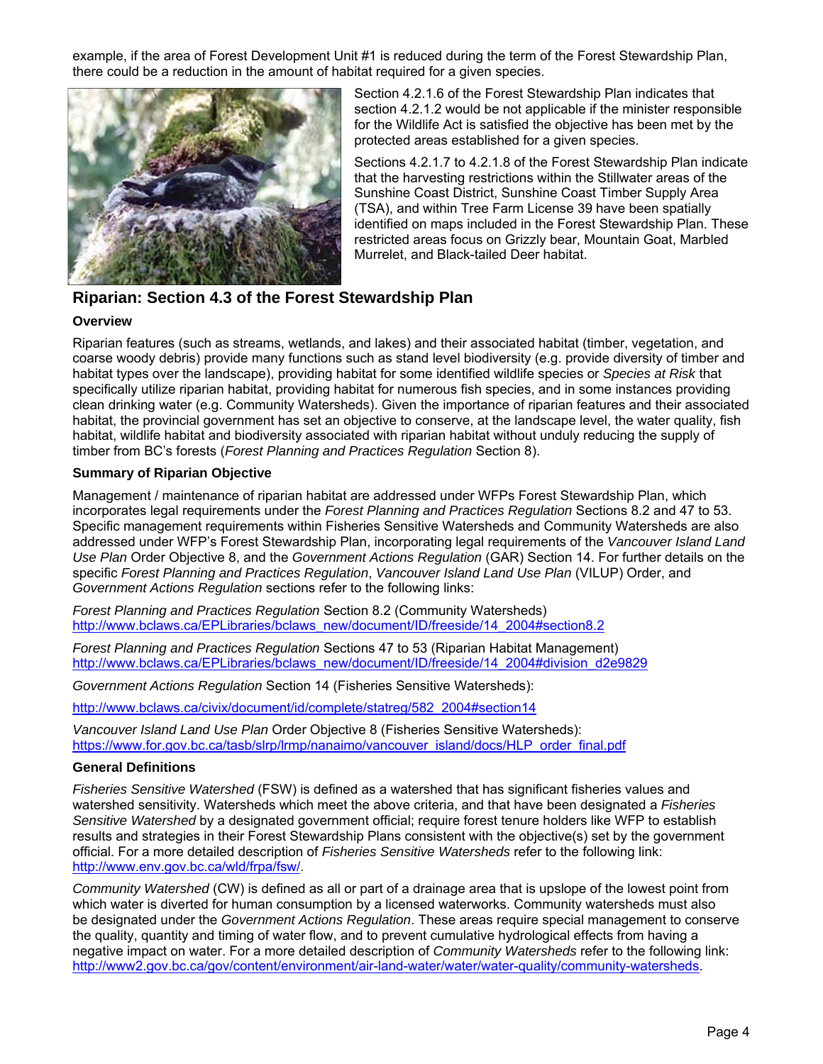example, if the area of Forest Development Unit #1 is reduced during the term of the Forest Stewardship Plan, there could be a reduction in the amount of habitat required for a given species.

Section 4.2.1.6 of the Forest Stewardship Plan indicates that section 4.2.1.2 would be not applicable if the minister responsible for the Wildlife Act is satisfied the objective has been met by the protected areas established for a given species.

Sections 4.2.1.7 to 4.2.1.8 of the Forest Stewardship Plan indicate that the harvesting restrictions within the Stillwater areas of the Sunshine Coast District, Sunshine Coast Timber Supply Area (TSA), and within Tree Farm License 39 have been spatially identified on maps included in the Forest Stewardship Plan. These restricted areas focus on Grizzly bear, Mountain Goat, Marbled Murrelet, and Black-tailed Deer habitat.

## Riparian: Section 4.3 of the Forest Stewardship Plan

### Overview

Riparian features (such as streams, wetlands, and lakes) and their associated habitat (timber, vegetation, and coarse woody debris) provide many functions such as stand level biodiversity (e.g. provide diversity of timber and habitat types over the landscape), providing habitat for some identified wildlife species or *Species at Risk* that specifically utilize riparian habitat, providing habitat for numerous fish species, and in some instances providing clean drinking water (e.g. Community Watersheds). Given the importance of riparian features and their associated habitat, the provincial government has set an objective to conserve, at the landscape level, the water quality, fish habitat, wildlife habitat and biodiversity associated with riparian habitat without unduly reducing the supply of timber from BC's forests (*Forest Planning and Practices Regulation* Section 8).

### Summary of Riparian Objective

Management / maintenance of riparian habitat are addressed under WFPs Forest Stewardship Plan, which incorporates legal requirements under the *Forest Planning and Practices Regulation* Sections 8.2 and 47 to 53. Specific management requirements within Fisheries Sensitive Watersheds and Community Watersheds are also addressed under WFP's Forest Stewardship Plan, incorporating legal requirements of the *Vancouver Island Land Use Plan* Order Objective 8, and the *Government Actions Regulation* (GAR) Section 14. For further details on the specific *Forest Planning and Practices Regulation*, *Vancouver Island Land Use Plan* (VILUP) Order, and *Government Actions Regulation* sections refer to the following links:

*Forest Planning and Practices Regulation* Section 8.2 (Community Watersheds)
http://www.bclaws.ca/EPLibraries/bclaws_new/document/ID/freeside/14_2004#section8.2

*Forest Planning and Practices Regulation* Sections 47 to 53 (Riparian Habitat Management)
http://www.bclaws.ca/EPLibraries/bclaws_new/document/ID/freeside/14_2004#division_d2e9829

*Government Actions Regulation* Section 14 (Fisheries Sensitive Watersheds):

http://www.bclaws.ca/civix/document/id/complete/statreg/582_2004#section14

*Vancouver Island Land Use Plan* Order Objective 8 (Fisheries Sensitive Watersheds):
https://www.for.gov.bc.ca/tasb/slrp/lrmp/nanaimo/vancouver_island/docs/HLP_order_final.pdf

### General Definitions

*Fisheries Sensitive Watershed* (FSW) is defined as a watershed that has significant fisheries values and watershed sensitivity. Watersheds which meet the above criteria, and that have been designated a *Fisheries Sensitive Watershed* by a designated government official; require forest tenure holders like WFP to establish results and strategies in their Forest Stewardship Plans consistent with the objective(s) set by the government official. For a more detailed description of *Fisheries Sensitive Watersheds* refer to the following link: http://www.env.gov.bc.ca/wld/frpa/fsw/.

*Community Watershed* (CW) is defined as all or part of a drainage area that is upslope of the lowest point from which water is diverted for human consumption by a licensed waterworks. Community watersheds must also be designated under the *Government Actions Regulation*. These areas require special management to conserve the quality, quantity and timing of water flow, and to prevent cumulative hydrological effects from having a negative impact on water. For a more detailed description of *Community Watersheds* refer to the following link: http://www2.gov.bc.ca/gov/content/environment/air-land-water/water/water-quality/community-watersheds.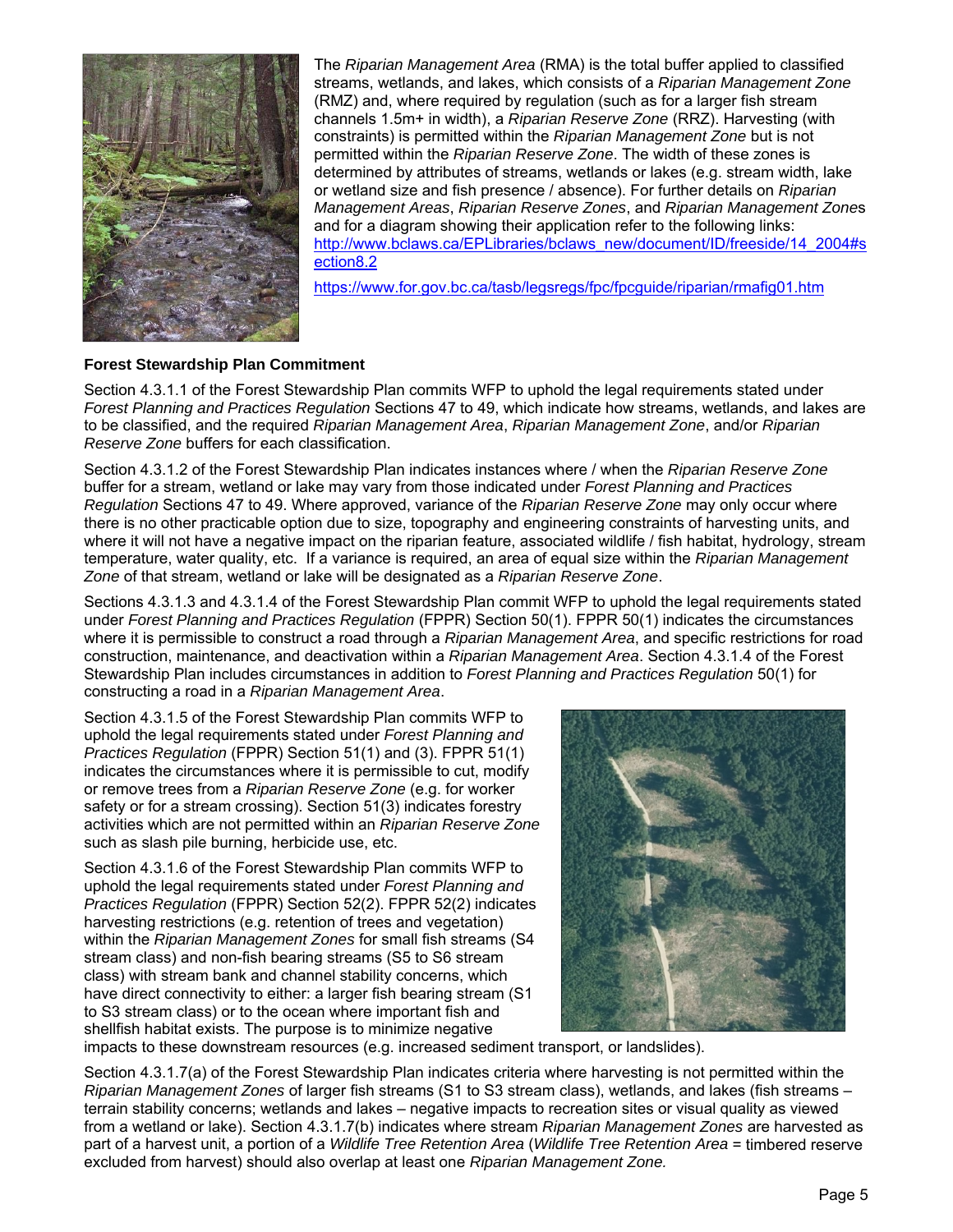The *Riparian Management Area* (RMA) is the total buffer applied to classified streams, wetlands, and lakes, which consists of a *Riparian Management Zone* (RMZ) and, where required by regulation (such as for a larger fish stream channels 1.5m+ in width), a *Riparian Reserve Zone* (RRZ). Harvesting (with constraints) is permitted within the *Riparian Management Zone* but is not permitted within the *Riparian Reserve Zone*. The width of these zones is determined by attributes of streams, wetlands or lakes (e.g. stream width, lake or wetland size and fish presence / absence). For further details on *Riparian Management Areas*, *Riparian Reserve Zones*, and *Riparian Management Zone*s and for a diagram showing their application refer to the following links:
http://www.bclaws.ca/EPLibraries/bclaws_new/document/ID/freeside/14_2004#section8.2

https://www.for.gov.bc.ca/tasb/legsregs/fpc/fpcguide/riparian/rmafig01.htm

**Forest Stewardship Plan Commitment**

Section 4.3.1.1 of the Forest Stewardship Plan commits WFP to uphold the legal requirements stated under *Forest Planning and Practices Regulation* Sections 47 to 49, which indicate how streams, wetlands, and lakes are to be classified, and the required *Riparian Management Area*, *Riparian Management Zone*, and/or *Riparian Reserve Zone* buffers for each classification.

Section 4.3.1.2 of the Forest Stewardship Plan indicates instances where / when the *Riparian Reserve Zone* buffer for a stream, wetland or lake may vary from those indicated under *Forest Planning and Practices Regulation* Sections 47 to 49. Where approved, variance of the *Riparian Reserve Zone* may only occur where there is no other practicable option due to size, topography and engineering constraints of harvesting units, and where it will not have a negative impact on the riparian feature, associated wildlife / fish habitat, hydrology, stream temperature, water quality, etc. If a variance is required, an area of equal size within the *Riparian Management Zone* of that stream, wetland or lake will be designated as a *Riparian Reserve Zone*.

Sections 4.3.1.3 and 4.3.1.4 of the Forest Stewardship Plan commit WFP to uphold the legal requirements stated under *Forest Planning and Practices Regulation* (FPPR) Section 50(1). FPPR 50(1) indicates the circumstances where it is permissible to construct a road through a *Riparian Management Area*, and specific restrictions for road construction, maintenance, and deactivation within a *Riparian Management Area*. Section 4.3.1.4 of the Forest Stewardship Plan includes circumstances in addition to *Forest Planning and Practices Regulation* 50(1) for constructing a road in a *Riparian Management Area*.

Section 4.3.1.5 of the Forest Stewardship Plan commits WFP to uphold the legal requirements stated under *Forest Planning and Practices Regulation* (FPPR) Section 51(1) and (3). FPPR 51(1) indicates the circumstances where it is permissible to cut, modify or remove trees from a *Riparian Reserve Zone* (e.g. for worker safety or for a stream crossing). Section 51(3) indicates forestry activities which are not permitted within an *Riparian Reserve Zone* such as slash pile burning, herbicide use, etc.

Section 4.3.1.6 of the Forest Stewardship Plan commits WFP to uphold the legal requirements stated under *Forest Planning and Practices Regulation* (FPPR) Section 52(2). FPPR 52(2) indicates harvesting restrictions (e.g. retention of trees and vegetation) within the *Riparian Management Zones* for small fish streams (S4 stream class) and non-fish bearing streams (S5 to S6 stream class) with stream bank and channel stability concerns, which have direct connectivity to either: a larger fish bearing stream (S1 to S3 stream class) or to the ocean where important fish and shellfish habitat exists. The purpose is to minimize negative impacts to these downstream resources (e.g. increased sediment transport, or landslides).

Section 4.3.1.7(a) of the Forest Stewardship Plan indicates criteria where harvesting is not permitted within the *Riparian Management Zones* of larger fish streams (S1 to S3 stream class), wetlands, and lakes (fish streams – terrain stability concerns; wetlands and lakes – negative impacts to recreation sites or visual quality as viewed from a wetland or lake). Section 4.3.1.7(b) indicates where stream *Riparian Management Zones* are harvested as part of a harvest unit, a portion of a *Wildlife Tree Retention Area* (*Wildlife Tree Retention Area* = timbered reserve excluded from harvest) should also overlap at least one *Riparian Management Zone.*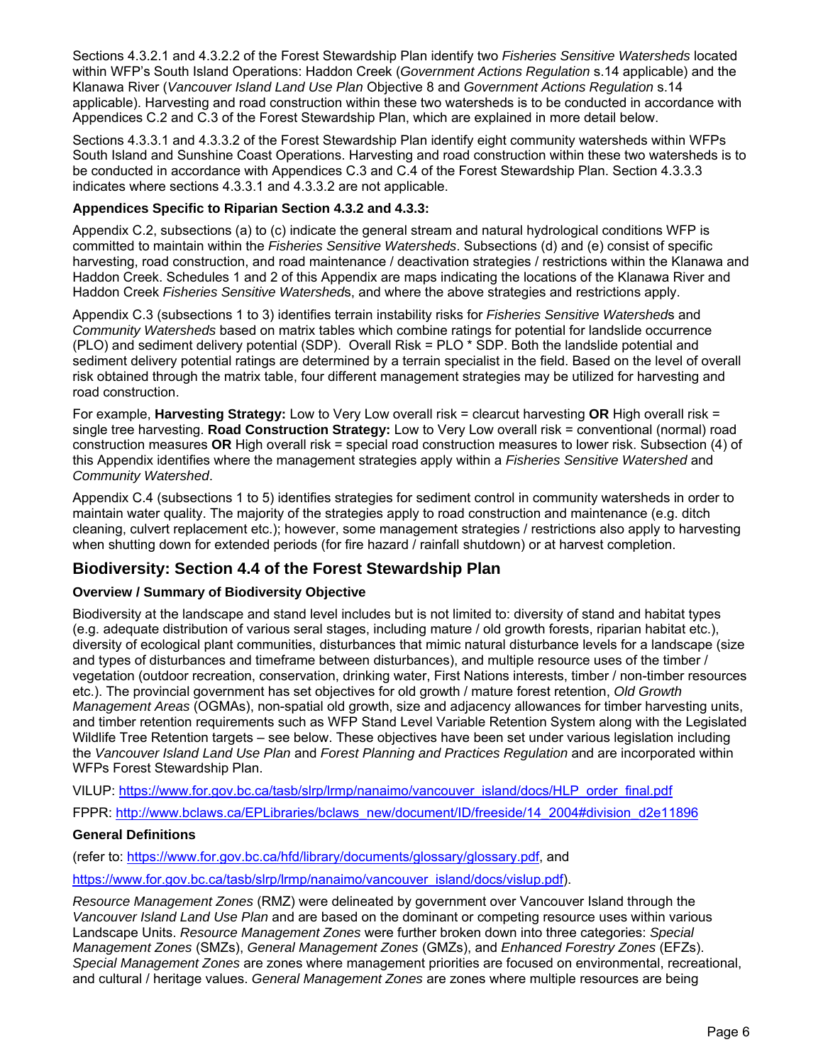Sections 4.3.2.1 and 4.3.2.2 of the Forest Stewardship Plan identify two *Fisheries Sensitive Watersheds* located within WFP's South Island Operations: Haddon Creek (*Government Actions Regulation* s.14 applicable) and the Klanawa River (*Vancouver Island Land Use Plan* Objective 8 and *Government Actions Regulation* s.14 applicable). Harvesting and road construction within these two watersheds is to be conducted in accordance with Appendices C.2 and C.3 of the Forest Stewardship Plan, which are explained in more detail below.

Sections 4.3.3.1 and 4.3.3.2 of the Forest Stewardship Plan identify eight community watersheds within WFPs South Island and Sunshine Coast Operations. Harvesting and road construction within these two watersheds is to be conducted in accordance with Appendices C.3 and C.4 of the Forest Stewardship Plan. Section 4.3.3.3 indicates where sections 4.3.3.1 and 4.3.3.2 are not applicable.

**Appendices Specific to Riparian Section 4.3.2 and 4.3.3:**

Appendix C.2, subsections (a) to (c) indicate the general stream and natural hydrological conditions WFP is committed to maintain within the *Fisheries Sensitive Watersheds*. Subsections (d) and (e) consist of specific harvesting, road construction, and road maintenance / deactivation strategies / restrictions within the Klanawa and Haddon Creek. Schedules 1 and 2 of this Appendix are maps indicating the locations of the Klanawa River and Haddon Creek *Fisheries Sensitive Watershed*s, and where the above strategies and restrictions apply.

Appendix C.3 (subsections 1 to 3) identifies terrain instability risks for *Fisheries Sensitive Watershed*s and *Community Watersheds* based on matrix tables which combine ratings for potential for landslide occurrence (PLO) and sediment delivery potential (SDP). Overall Risk = PLO * SDP. Both the landslide potential and sediment delivery potential ratings are determined by a terrain specialist in the field. Based on the level of overall risk obtained through the matrix table, four different management strategies may be utilized for harvesting and road construction.

For example, **Harvesting Strategy:** Low to Very Low overall risk = clearcut harvesting **OR** High overall risk = single tree harvesting. **Road Construction Strategy:** Low to Very Low overall risk = conventional (normal) road construction measures **OR** High overall risk = special road construction measures to lower risk. Subsection (4) of this Appendix identifies where the management strategies apply within a *Fisheries Sensitive Watershed* and *Community Watershed*.

Appendix C.4 (subsections 1 to 5) identifies strategies for sediment control in community watersheds in order to maintain water quality. The majority of the strategies apply to road construction and maintenance (e.g. ditch cleaning, culvert replacement etc.); however, some management strategies / restrictions also apply to harvesting when shutting down for extended periods (for fire hazard / rainfall shutdown) or at harvest completion.

## Biodiversity: Section 4.4 of the Forest Stewardship Plan

**Overview / Summary of Biodiversity Objective**

Biodiversity at the landscape and stand level includes but is not limited to: diversity of stand and habitat types (e.g. adequate distribution of various seral stages, including mature / old growth forests, riparian habitat etc.), diversity of ecological plant communities, disturbances that mimic natural disturbance levels for a landscape (size and types of disturbances and timeframe between disturbances), and multiple resource uses of the timber / vegetation (outdoor recreation, conservation, drinking water, First Nations interests, timber / non-timber resources etc.). The provincial government has set objectives for old growth / mature forest retention, *Old Growth Management Areas* (OGMAs), non-spatial old growth, size and adjacency allowances for timber harvesting units, and timber retention requirements such as WFP Stand Level Variable Retention System along with the Legislated Wildlife Tree Retention targets – see below. These objectives have been set under various legislation including the *Vancouver Island Land Use Plan* and *Forest Planning and Practices Regulation* and are incorporated within WFPs Forest Stewardship Plan.

VILUP: https://www.for.gov.bc.ca/tasb/slrp/lrmp/nanaimo/vancouver_island/docs/HLP_order_final.pdf

FPPR: http://www.bclaws.ca/EPLibraries/bclaws_new/document/ID/freeside/14_2004#division_d2e11896

**General Definitions**

(refer to: https://www.for.gov.bc.ca/hfd/library/documents/glossary/glossary.pdf, and

https://www.for.gov.bc.ca/tasb/slrp/lrmp/nanaimo/vancouver_island/docs/vislup.pdf).

*Resource Management Zones* (RMZ) were delineated by government over Vancouver Island through the *Vancouver Island Land Use Plan* and are based on the dominant or competing resource uses within various Landscape Units. *Resource Management Zones* were further broken down into three categories: *Special Management Zones* (SMZs), *General Management Zones* (GMZs), and *Enhanced Forestry Zones* (EFZs). *Special Management Zones* are zones where management priorities are focused on environmental, recreational, and cultural / heritage values. *General Management Zones* are zones where multiple resources are being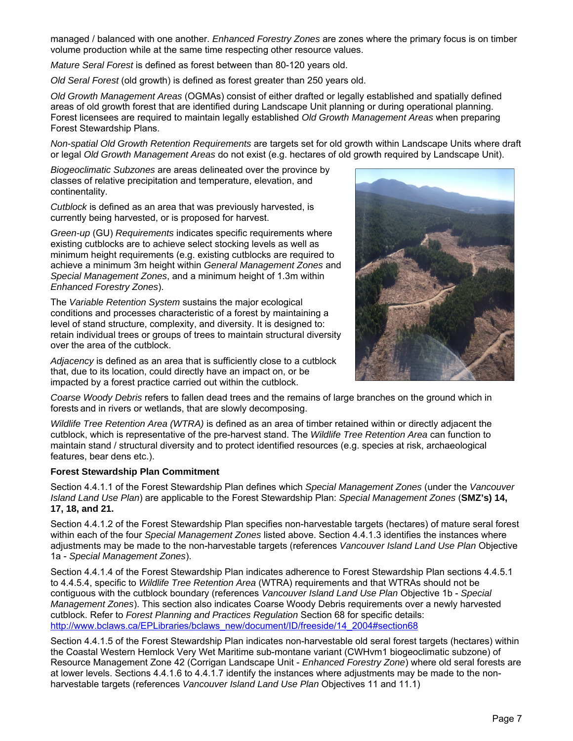managed / balanced with one another. *Enhanced Forestry Zones* are zones where the primary focus is on timber volume production while at the same time respecting other resource values.

*Mature Seral Forest* is defined as forest between than 80-120 years old.

*Old Seral Forest* (old growth) is defined as forest greater than 250 years old.

*Old Growth Management Areas* (OGMAs) consist of either drafted or legally established and spatially defined areas of old growth forest that are identified during Landscape Unit planning or during operational planning. Forest licensees are required to maintain legally established *Old Growth Management Areas* when preparing Forest Stewardship Plans.

*Non-spatial Old Growth Retention Requirements* are targets set for old growth within Landscape Units where draft or legal *Old Growth Management Areas* do not exist (e.g. hectares of old growth required by Landscape Unit).

*Biogeoclimatic Subzones* are areas delineated over the province by classes of relative precipitation and temperature, elevation, and continentality.

*Cutblock* is defined as an area that was previously harvested, is currently being harvested, or is proposed for harvest.

*Green-up* (GU) *Requirements* indicates specific requirements where existing cutblocks are to achieve select stocking levels as well as minimum height requirements (e.g. existing cutblocks are required to achieve a minimum 3m height within *General Management Zones* and *Special Management Zones*, and a minimum height of 1.3m within *Enhanced Forestry Zones*).

The *Variable Retention System* sustains the major ecological conditions and processes characteristic of a forest by maintaining a level of stand structure, complexity, and diversity. It is designed to: retain individual trees or groups of trees to maintain structural diversity over the area of the cutblock.

*Adjacency* is defined as an area that is sufficiently close to a cutblock that, due to its location, could directly have an impact on, or be impacted by a forest practice carried out within the cutblock.

*Coarse Woody Debris* refers to fallen dead trees and the remains of large branches on the ground which in forests and in rivers or wetlands, that are slowly decomposing.

*Wildlife Tree Retention Area (WTRA)* is defined as an area of timber retained within or directly adjacent the cutblock, which is representative of the pre-harvest stand. The *Wildlife Tree Retention Area* can function to maintain stand / structural diversity and to protect identified resources (e.g. species at risk, archaeological features, bear dens etc.).

**Forest Stewardship Plan Commitment**

Section 4.4.1.1 of the Forest Stewardship Plan defines which *Special Management Zones* (under the *Vancouver Island Land Use Plan*) are applicable to the Forest Stewardship Plan: *Special Management Zones* (**SMZ's) 14, 17, 18, and 21.**

Section 4.4.1.2 of the Forest Stewardship Plan specifies non-harvestable targets (hectares) of mature seral forest within each of the four *Special Management Zones* listed above. Section 4.4.1.3 identifies the instances where adjustments may be made to the non-harvestable targets (references *Vancouver Island Land Use Plan* Objective 1a - *Special Management Zones*).

Section 4.4.1.4 of the Forest Stewardship Plan indicates adherence to Forest Stewardship Plan sections 4.4.5.1 to 4.4.5.4, specific to *Wildlife Tree Retention Area* (WTRA) requirements and that WTRAs should not be contiguous with the cutblock boundary (references *Vancouver Island Land Use Plan* Objective 1b - *Special Management Zones*). This section also indicates Coarse Woody Debris requirements over a newly harvested cutblock. Refer to *Forest Planning and Practices Regulation* Section 68 for specific details: http://www.bclaws.ca/EPLibraries/bclaws_new/document/ID/freeside/14_2004#section68

Section 4.4.1.5 of the Forest Stewardship Plan indicates non-harvestable old seral forest targets (hectares) within the Coastal Western Hemlock Very Wet Maritime sub-montane variant (CWHvm1 biogeoclimatic subzone) of Resource Management Zone 42 (Corrigan Landscape Unit - *Enhanced Forestry Zone*) where old seral forests are at lower levels. Sections 4.4.1.6 to 4.4.1.7 identify the instances where adjustments may be made to the non-harvestable targets (references *Vancouver Island Land Use Plan* Objectives 11 and 11.1)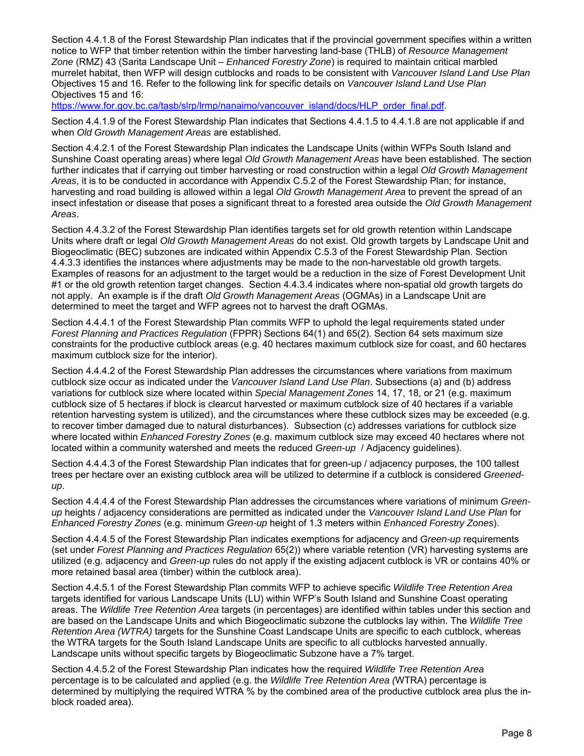Section 4.4.1.8 of the Forest Stewardship Plan indicates that if the provincial government specifies within a written notice to WFP that timber retention within the timber harvesting land-base (THLB) of *Resource Management Zone* (RMZ) 43 (Sarita Landscape Unit – *Enhanced Forestry Zone*) is required to maintain critical marbled murrelet habitat, then WFP will design cutblocks and roads to be consistent with *Vancouver Island Land Use Plan* Objectives 15 and 16. Refer to the following link for specific details on *Vancouver Island Land Use Plan* Objectives 15 and 16: https://www.for.gov.bc.ca/tasb/slrp/lrmp/nanaimo/vancouver_island/docs/HLP_order_final.pdf.

Section 4.4.1.9 of the Forest Stewardship Plan indicates that Sections 4.4.1.5 to 4.4.1.8 are not applicable if and when *Old Growth Management Areas* are established.

Section 4.4.2.1 of the Forest Stewardship Plan indicates the Landscape Units (within WFPs South Island and Sunshine Coast operating areas) where legal *Old Growth Management Areas* have been established. The section further indicates that if carrying out timber harvesting or road construction within a legal *Old Growth Management Areas*, it is to be conducted in accordance with Appendix C.5.2 of the Forest Stewardship Plan; for instance, harvesting and road building is allowed within a legal *Old Growth Management Area* to prevent the spread of an insect infestation or disease that poses a significant threat to a forested area outside the *Old Growth Management Areas*.

Section 4.4.3.2 of the Forest Stewardship Plan identifies targets set for old growth retention within Landscape Units where draft or legal *Old Growth Management Areas* do not exist. Old growth targets by Landscape Unit and Biogeoclimatic (BEC) subzones are indicated within Appendix C.5.3 of the Forest Stewardship Plan. Section 4.4.3.3 identifies the instances where adjustments may be made to the non-harvestable old growth targets. Examples of reasons for an adjustment to the target would be a reduction in the size of Forest Development Unit #1 or the old growth retention target changes. Section 4.4.3.4 indicates where non-spatial old growth targets do not apply. An example is if the draft *Old Growth Management Areas* (OGMAs) in a Landscape Unit are determined to meet the target and WFP agrees not to harvest the draft OGMAs.

Section 4.4.4.1 of the Forest Stewardship Plan commits WFP to uphold the legal requirements stated under *Forest Planning and Practices Regulation* (FPPR) Sections 64(1) and 65(2). Section 64 sets maximum size constraints for the productive cutblock areas (e.g. 40 hectares maximum cutblock size for coast, and 60 hectares maximum cutblock size for the interior).

Section 4.4.4.2 of the Forest Stewardship Plan addresses the circumstances where variations from maximum cutblock size occur as indicated under the *Vancouver Island Land Use Plan*. Subsections (a) and (b) address variations for cutblock size where located within *Special Management Zones* 14, 17, 18, or 21 (e.g. maximum cutblock size of 5 hectares if block is clearcut harvested or maximum cutblock size of 40 hectares if a variable retention harvesting system is utilized), and the circumstances where these cutblock sizes may be exceeded (e.g. to recover timber damaged due to natural disturbances). Subsection (c) addresses variations for cutblock size where located within *Enhanced Forestry Zones* (e.g. maximum cutblock size may exceed 40 hectares where not located within a community watershed and meets the reduced *Green-up* / Adjacency guidelines).

Section 4.4.4.3 of the Forest Stewardship Plan indicates that for green-up / adjacency purposes, the 100 tallest trees per hectare over an existing cutblock area will be utilized to determine if a cutblock is considered *Greened-up*.

Section 4.4.4.4 of the Forest Stewardship Plan addresses the circumstances where variations of minimum *Green-up* heights / adjacency considerations are permitted as indicated under the *Vancouver Island Land Use Plan* for *Enhanced Forestry Zones* (e.g. minimum *Green-up* height of 1.3 meters within *Enhanced Forestry Zones*).

Section 4.4.4.5 of the Forest Stewardship Plan indicates exemptions for adjacency and *Green-up* requirements (set under *Forest Planning and Practices Regulation* 65(2)) where variable retention (VR) harvesting systems are utilized (e.g. adjacency and *Green-up* rules do not apply if the existing adjacent cutblock is VR or contains 40% or more retained basal area (timber) within the cutblock area).

Section 4.4.5.1 of the Forest Stewardship Plan commits WFP to achieve specific *Wildlife Tree Retention Area* targets identified for various Landscape Units (LU) within WFP's South Island and Sunshine Coast operating areas. The *Wildlife Tree Retention Area* targets (in percentages) are identified within tables under this section and are based on the Landscape Units and which Biogeoclimatic subzone the cutblocks lay within. The *Wildlife Tree Retention Area (WTRA)* targets for the Sunshine Coast Landscape Units are specific to each cutblock, whereas the WTRA targets for the South Island Landscape Units are specific to all cutblocks harvested annually. Landscape units without specific targets by Biogeoclimatic Subzone have a 7% target.

Section 4.4.5.2 of the Forest Stewardship Plan indicates how the required *Wildlife Tree Retention Area* percentage is to be calculated and applied (e.g. the *Wildlife Tree Retention Area* (WTRA) percentage is determined by multiplying the required WTRA % by the combined area of the productive cutblock area plus the in-block roaded area).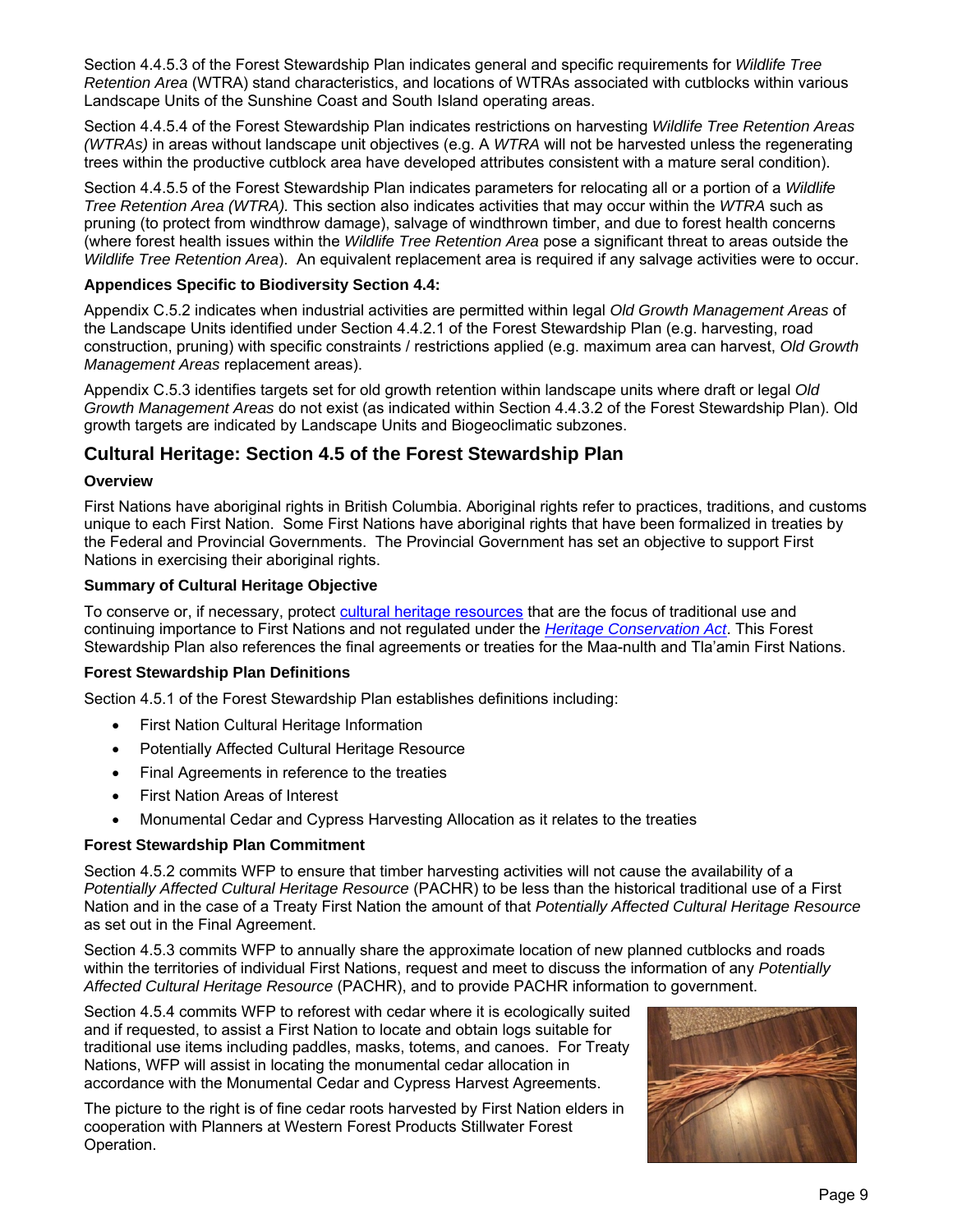Section 4.4.5.3 of the Forest Stewardship Plan indicates general and specific requirements for *Wildlife Tree Retention Area* (WTRA) stand characteristics, and locations of WTRAs associated with cutblocks within various Landscape Units of the Sunshine Coast and South Island operating areas.

Section 4.4.5.4 of the Forest Stewardship Plan indicates restrictions on harvesting *Wildlife Tree Retention Areas (WTRAs)* in areas without landscape unit objectives (e.g. A *WTRA* will not be harvested unless the regenerating trees within the productive cutblock area have developed attributes consistent with a mature seral condition).

Section 4.4.5.5 of the Forest Stewardship Plan indicates parameters for relocating all or a portion of a *Wildlife Tree Retention Area (WTRA).* This section also indicates activities that may occur within the *WTRA* such as pruning (to protect from windthrow damage), salvage of windthrown timber, and due to forest health concerns (where forest health issues within the *Wildlife Tree Retention Area* pose a significant threat to areas outside the *Wildlife Tree Retention Area*). An equivalent replacement area is required if any salvage activities were to occur.

**Appendices Specific to Biodiversity Section 4.4:**

Appendix C.5.2 indicates when industrial activities are permitted within legal *Old Growth Management Areas* of the Landscape Units identified under Section 4.4.2.1 of the Forest Stewardship Plan (e.g. harvesting, road construction, pruning) with specific constraints / restrictions applied (e.g. maximum area can harvest, *Old Growth Management Areas* replacement areas).

Appendix C.5.3 identifies targets set for old growth retention within landscape units where draft or legal *Old Growth Management Areas* do not exist (as indicated within Section 4.4.3.2 of the Forest Stewardship Plan). Old growth targets are indicated by Landscape Units and Biogeoclimatic subzones.

## Cultural Heritage: Section 4.5 of the Forest Stewardship Plan

**Overview**

First Nations have aboriginal rights in British Columbia. Aboriginal rights refer to practices, traditions, and customs unique to each First Nation. Some First Nations have aboriginal rights that have been formalized in treaties by the Federal and Provincial Governments. The Provincial Government has set an objective to support First Nations in exercising their aboriginal rights.

**Summary of Cultural Heritage Objective**

To conserve or, if necessary, protect cultural heritage resources that are the focus of traditional use and continuing importance to First Nations and not regulated under the *Heritage Conservation Act*. This Forest Stewardship Plan also references the final agreements or treaties for the Maa-nulth and Tla'amin First Nations.

**Forest Stewardship Plan Definitions**

Section 4.5.1 of the Forest Stewardship Plan establishes definitions including:

- First Nation Cultural Heritage Information
- Potentially Affected Cultural Heritage Resource
- Final Agreements in reference to the treaties
- First Nation Areas of Interest
- Monumental Cedar and Cypress Harvesting Allocation as it relates to the treaties

**Forest Stewardship Plan Commitment**

Section 4.5.2 commits WFP to ensure that timber harvesting activities will not cause the availability of a *Potentially Affected Cultural Heritage Resource* (PACHR) to be less than the historical traditional use of a First Nation and in the case of a Treaty First Nation the amount of that *Potentially Affected Cultural Heritage Resource* as set out in the Final Agreement.

Section 4.5.3 commits WFP to annually share the approximate location of new planned cutblocks and roads within the territories of individual First Nations, request and meet to discuss the information of any *Potentially Affected Cultural Heritage Resource* (PACHR), and to provide PACHR information to government.

Section 4.5.4 commits WFP to reforest with cedar where it is ecologically suited and if requested, to assist a First Nation to locate and obtain logs suitable for traditional use items including paddles, masks, totems, and canoes. For Treaty Nations, WFP will assist in locating the monumental cedar allocation in accordance with the Monumental Cedar and Cypress Harvest Agreements.

The picture to the right is of fine cedar roots harvested by First Nation elders in cooperation with Planners at Western Forest Products Stillwater Forest Operation.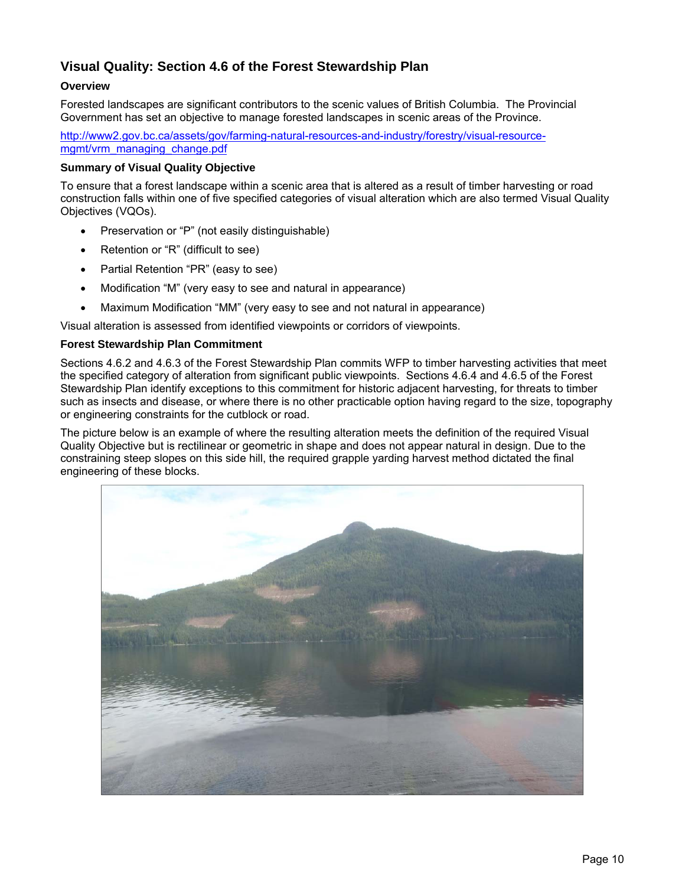## Visual Quality: Section 4.6 of the Forest Stewardship Plan

### Overview

Forested landscapes are significant contributors to the scenic values of British Columbia. The Provincial Government has set an objective to manage forested landscapes in scenic areas of the Province.

http://www2.gov.bc.ca/assets/gov/farming-natural-resources-and-industry/forestry/visual-resource-mgmt/vrm_managing_change.pdf

### Summary of Visual Quality Objective

To ensure that a forest landscape within a scenic area that is altered as a result of timber harvesting or road construction falls within one of five specified categories of visual alteration which are also termed Visual Quality Objectives (VQOs).

- Preservation or "P" (not easily distinguishable)
- Retention or "R" (difficult to see)
- Partial Retention "PR" (easy to see)
- Modification "M" (very easy to see and natural in appearance)
- Maximum Modification "MM" (very easy to see and not natural in appearance)

Visual alteration is assessed from identified viewpoints or corridors of viewpoints.

### Forest Stewardship Plan Commitment

Sections 4.6.2 and 4.6.3 of the Forest Stewardship Plan commits WFP to timber harvesting activities that meet the specified category of alteration from significant public viewpoints. Sections 4.6.4 and 4.6.5 of the Forest Stewardship Plan identify exceptions to this commitment for historic adjacent harvesting, for threats to timber such as insects and disease, or where there is no other practicable option having regard to the size, topography or engineering constraints for the cutblock or road.

The picture below is an example of where the resulting alteration meets the definition of the required Visual Quality Objective but is rectilinear or geometric in shape and does not appear natural in design. Due to the constraining steep slopes on this side hill, the required grapple yarding harvest method dictated the final engineering of these blocks.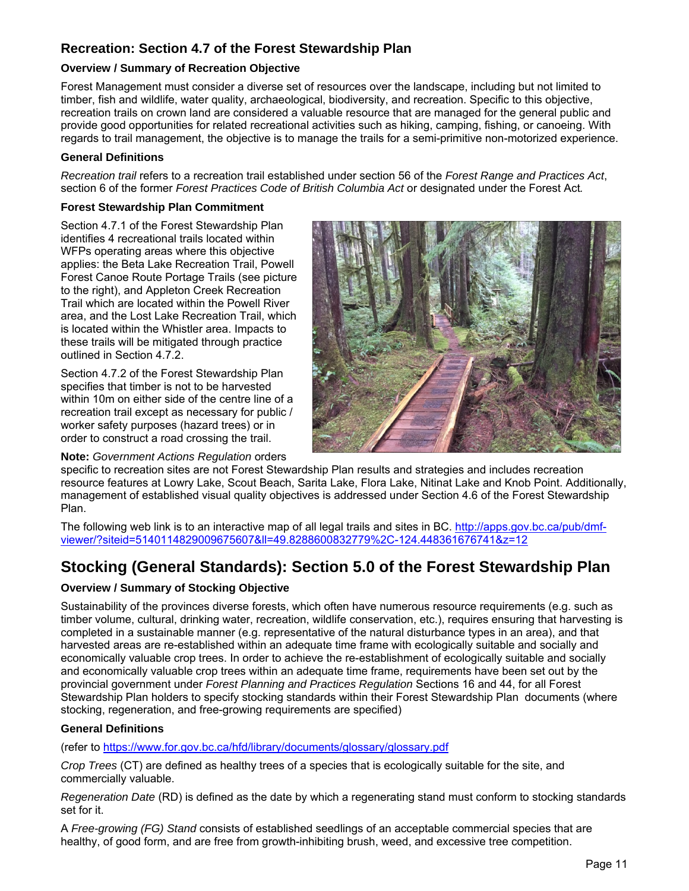## Recreation: Section 4.7 of the Forest Stewardship Plan

### Overview / Summary of Recreation Objective

Forest Management must consider a diverse set of resources over the landscape, including but not limited to timber, fish and wildlife, water quality, archaeological, biodiversity, and recreation. Specific to this objective, recreation trails on crown land are considered a valuable resource that are managed for the general public and provide good opportunities for related recreational activities such as hiking, camping, fishing, or canoeing. With regards to trail management, the objective is to manage the trails for a semi-primitive non-motorized experience.

### General Definitions

*Recreation trail* refers to a recreation trail established under section 56 of the *Forest Range and Practices Act*, section 6 of the former *Forest Practices Code of British Columbia Act* or designated under the Forest Act*.*

### Forest Stewardship Plan Commitment

Section 4.7.1 of the Forest Stewardship Plan identifies 4 recreational trails located within WFPs operating areas where this objective applies: the Beta Lake Recreation Trail, Powell Forest Canoe Route Portage Trails (see picture to the right), and Appleton Creek Recreation Trail which are located within the Powell River area, and the Lost Lake Recreation Trail, which is located within the Whistler area. Impacts to these trails will be mitigated through practice outlined in Section 4.7.2.

Section 4.7.2 of the Forest Stewardship Plan specifies that timber is not to be harvested within 10m on either side of the centre line of a recreation trail except as necessary for public / worker safety purposes (hazard trees) or in order to construct a road crossing the trail.

**Note:** *Government Actions Regulation* orders specific to recreation sites are not Forest Stewardship Plan results and strategies and includes recreation resource features at Lowry Lake, Scout Beach, Sarita Lake, Flora Lake, Nitinat Lake and Knob Point. Additionally, management of established visual quality objectives is addressed under Section 4.6 of the Forest Stewardship Plan.

The following web link is to an interactive map of all legal trails and sites in BC. http://apps.gov.bc.ca/pub/dmf-viewer/?siteid=5140114829009675607&ll=49.8288600832779%2C-124.448361676741&z=12

## Stocking (General Standards): Section 5.0 of the Forest Stewardship Plan

### Overview / Summary of Stocking Objective

Sustainability of the provinces diverse forests, which often have numerous resource requirements (e.g. such as timber volume, cultural, drinking water, recreation, wildlife conservation, etc.), requires ensuring that harvesting is completed in a sustainable manner (e.g. representative of the natural disturbance types in an area), and that harvested areas are re-established within an adequate time frame with ecologically suitable and socially and economically valuable crop trees. In order to achieve the re-establishment of ecologically suitable and socially and economically valuable crop trees within an adequate time frame, requirements have been set out by the provincial government under *Forest Planning and Practices Regulation* Sections 16 and 44, for all Forest Stewardship Plan holders to specify stocking standards within their Forest Stewardship Plan documents (where stocking, regeneration, and free-growing requirements are specified)

### General Definitions

(refer to https://www.for.gov.bc.ca/hfd/library/documents/glossary/glossary.pdf

*Crop Trees* (CT) are defined as healthy trees of a species that is ecologically suitable for the site, and commercially valuable.

*Regeneration Date* (RD) is defined as the date by which a regenerating stand must conform to stocking standards set for it.

A *Free-growing (FG) Stand* consists of established seedlings of an acceptable commercial species that are healthy, of good form, and are free from growth-inhibiting brush, weed, and excessive tree competition.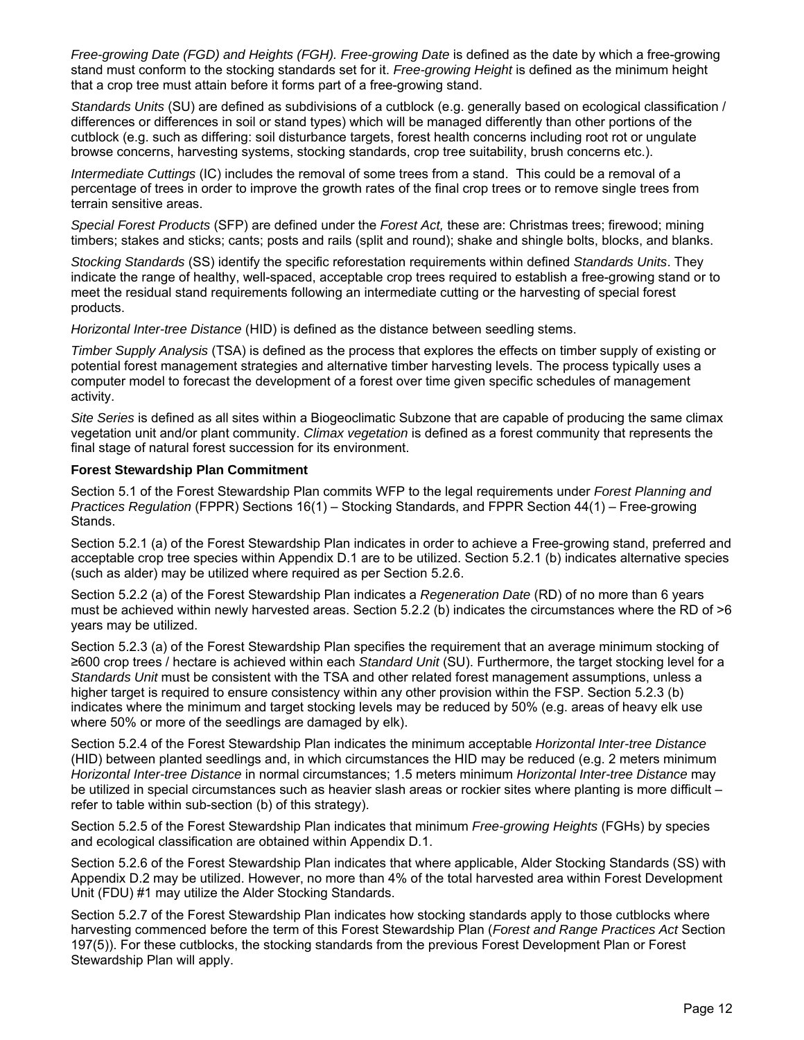*Free-growing Date (FGD) and Heights (FGH). Free-growing Date* is defined as the date by which a free-growing stand must conform to the stocking standards set for it. *Free-growing Height* is defined as the minimum height that a crop tree must attain before it forms part of a free-growing stand.

*Standards Units* (SU) are defined as subdivisions of a cutblock (e.g. generally based on ecological classification / differences or differences in soil or stand types) which will be managed differently than other portions of the cutblock (e.g. such as differing: soil disturbance targets, forest health concerns including root rot or ungulate browse concerns, harvesting systems, stocking standards, crop tree suitability, brush concerns etc.).

*Intermediate Cuttings* (IC) includes the removal of some trees from a stand. This could be a removal of a percentage of trees in order to improve the growth rates of the final crop trees or to remove single trees from terrain sensitive areas.

*Special Forest Products* (SFP) are defined under the *Forest Act,* these are: Christmas trees; firewood; mining timbers; stakes and sticks; cants; posts and rails (split and round); shake and shingle bolts, blocks, and blanks.

*Stocking Standards* (SS) identify the specific reforestation requirements within defined *Standards Units*. They indicate the range of healthy, well-spaced, acceptable crop trees required to establish a free-growing stand or to meet the residual stand requirements following an intermediate cutting or the harvesting of special forest products.

*Horizontal Inter-tree Distance* (HID) is defined as the distance between seedling stems.

*Timber Supply Analysis* (TSA) is defined as the process that explores the effects on timber supply of existing or potential forest management strategies and alternative timber harvesting levels. The process typically uses a computer model to forecast the development of a forest over time given specific schedules of management activity.

*Site Series* is defined as all sites within a Biogeoclimatic Subzone that are capable of producing the same climax vegetation unit and/or plant community. *Climax vegetation* is defined as a forest community that represents the final stage of natural forest succession for its environment.

**Forest Stewardship Plan Commitment**

Section 5.1 of the Forest Stewardship Plan commits WFP to the legal requirements under *Forest Planning and Practices Regulation* (FPPR) Sections 16(1) – Stocking Standards, and FPPR Section 44(1) – Free-growing Stands.

Section 5.2.1 (a) of the Forest Stewardship Plan indicates in order to achieve a Free-growing stand, preferred and acceptable crop tree species within Appendix D.1 are to be utilized. Section 5.2.1 (b) indicates alternative species (such as alder) may be utilized where required as per Section 5.2.6.

Section 5.2.2 (a) of the Forest Stewardship Plan indicates a *Regeneration Date* (RD) of no more than 6 years must be achieved within newly harvested areas. Section 5.2.2 (b) indicates the circumstances where the RD of >6 years may be utilized.

Section 5.2.3 (a) of the Forest Stewardship Plan specifies the requirement that an average minimum stocking of ≥600 crop trees / hectare is achieved within each *Standard Unit* (SU). Furthermore, the target stocking level for a *Standards Unit* must be consistent with the TSA and other related forest management assumptions, unless a higher target is required to ensure consistency within any other provision within the FSP. Section 5.2.3 (b) indicates where the minimum and target stocking levels may be reduced by 50% (e.g. areas of heavy elk use where 50% or more of the seedlings are damaged by elk).

Section 5.2.4 of the Forest Stewardship Plan indicates the minimum acceptable *Horizontal Inter-tree Distance* (HID) between planted seedlings and, in which circumstances the HID may be reduced (e.g. 2 meters minimum *Horizontal Inter-tree Distance* in normal circumstances; 1.5 meters minimum *Horizontal Inter-tree Distance* may be utilized in special circumstances such as heavier slash areas or rockier sites where planting is more difficult – refer to table within sub-section (b) of this strategy).

Section 5.2.5 of the Forest Stewardship Plan indicates that minimum *Free-growing Heights* (FGHs) by species and ecological classification are obtained within Appendix D.1.

Section 5.2.6 of the Forest Stewardship Plan indicates that where applicable, Alder Stocking Standards (SS) with Appendix D.2 may be utilized. However, no more than 4% of the total harvested area within Forest Development Unit (FDU) #1 may utilize the Alder Stocking Standards.

Section 5.2.7 of the Forest Stewardship Plan indicates how stocking standards apply to those cutblocks where harvesting commenced before the term of this Forest Stewardship Plan (*Forest and Range Practices Act* Section 197(5)). For these cutblocks, the stocking standards from the previous Forest Development Plan or Forest Stewardship Plan will apply.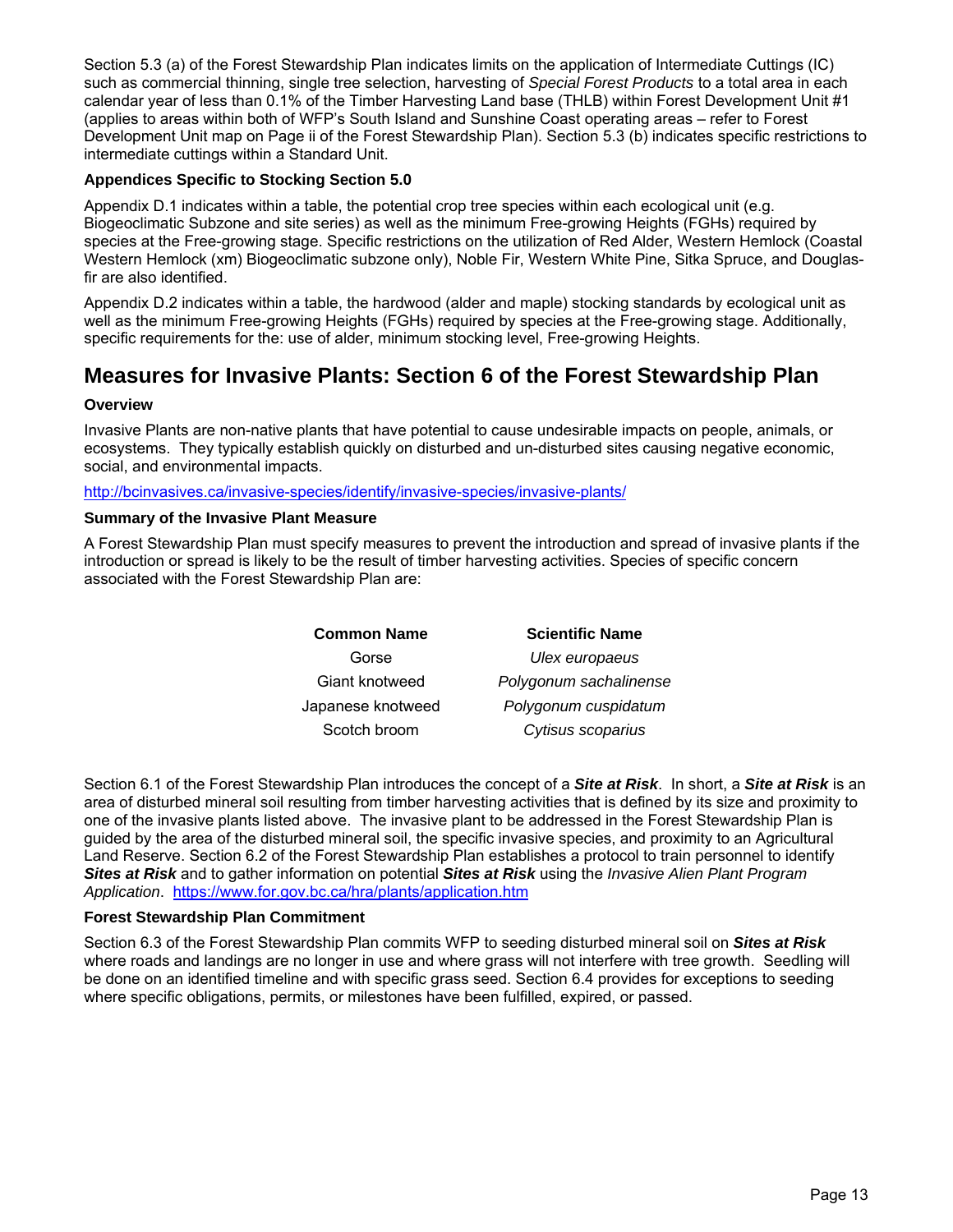Section 5.3 (a) of the Forest Stewardship Plan indicates limits on the application of Intermediate Cuttings (IC) such as commercial thinning, single tree selection, harvesting of *Special Forest Products* to a total area in each calendar year of less than 0.1% of the Timber Harvesting Land base (THLB) within Forest Development Unit #1 (applies to areas within both of WFP's South Island and Sunshine Coast operating areas – refer to Forest Development Unit map on Page ii of the Forest Stewardship Plan). Section 5.3 (b) indicates specific restrictions to intermediate cuttings within a Standard Unit.

**Appendices Specific to Stocking Section 5.0**

Appendix D.1 indicates within a table, the potential crop tree species within each ecological unit (e.g. Biogeoclimatic Subzone and site series) as well as the minimum Free-growing Heights (FGHs) required by species at the Free-growing stage. Specific restrictions on the utilization of Red Alder, Western Hemlock (Coastal Western Hemlock (xm) Biogeoclimatic subzone only), Noble Fir, Western White Pine, Sitka Spruce, and Douglas-fir are also identified.

Appendix D.2 indicates within a table, the hardwood (alder and maple) stocking standards by ecological unit as well as the minimum Free-growing Heights (FGHs) required by species at the Free-growing stage. Additionally, specific requirements for the: use of alder, minimum stocking level, Free-growing Heights.

## Measures for Invasive Plants: Section 6 of the Forest Stewardship Plan

**Overview**

Invasive Plants are non-native plants that have potential to cause undesirable impacts on people, animals, or ecosystems. They typically establish quickly on disturbed and un-disturbed sites causing negative economic, social, and environmental impacts.

http://bcinvasives.ca/invasive-species/identify/invasive-species/invasive-plants/

**Summary of the Invasive Plant Measure**

A Forest Stewardship Plan must specify measures to prevent the introduction and spread of invasive plants if the introduction or spread is likely to be the result of timber harvesting activities. Species of specific concern associated with the Forest Stewardship Plan are:

| Common Name | Scientific Name |
|---|---|
| Gorse | *Ulex europaeus* |
| Giant knotweed | *Polygonum sachalinense* |
| Japanese knotweed | *Polygonum cuspidatum* |
| Scotch broom | *Cytisus scoparius* |

Section 6.1 of the Forest Stewardship Plan introduces the concept of a ***Site at Risk***. In short, a ***Site at Risk*** is an area of disturbed mineral soil resulting from timber harvesting activities that is defined by its size and proximity to one of the invasive plants listed above. The invasive plant to be addressed in the Forest Stewardship Plan is guided by the area of the disturbed mineral soil, the specific invasive species, and proximity to an Agricultural Land Reserve. Section 6.2 of the Forest Stewardship Plan establishes a protocol to train personnel to identify ***Sites at Risk*** and to gather information on potential ***Sites at Risk*** using the *Invasive Alien Plant Program Application*. https://www.for.gov.bc.ca/hra/plants/application.htm

**Forest Stewardship Plan Commitment**

Section 6.3 of the Forest Stewardship Plan commits WFP to seeding disturbed mineral soil on ***Sites at Risk*** where roads and landings are no longer in use and where grass will not interfere with tree growth. Seedling will be done on an identified timeline and with specific grass seed. Section 6.4 provides for exceptions to seeding where specific obligations, permits, or milestones have been fulfilled, expired, or passed.